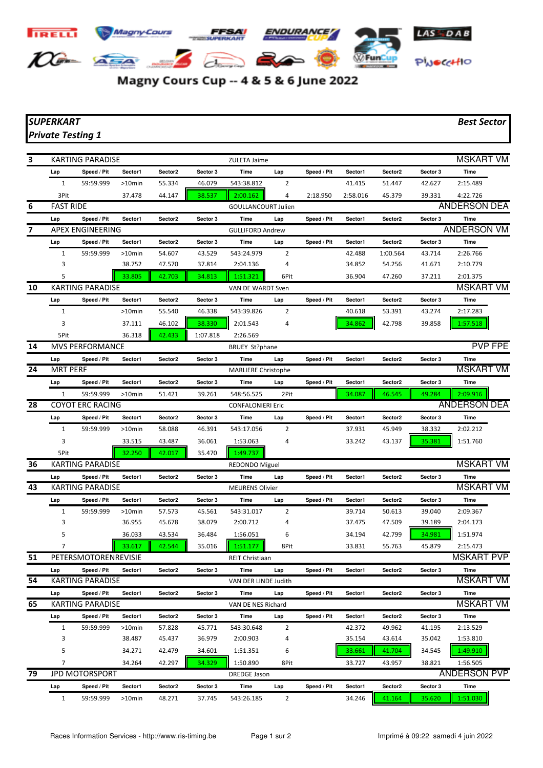# Magny Cours Cup -- 4 & 5 & 6 June 2022

**SUPERKART** | **Best Sector**

**Private Testing 1**

**3** KARTING PARADISE — ZULETA Jaime — MSKART VM

| Lap | Speed / Pit | Sector1 | Sector2 | Sector 3 | Time | Lap | Speed / Pit | Sector1 | Sector2 | Sector 3 | Time |
|---|---|---|---|---|---|---|---|---|---|---|---|
| 1 | 59:59.999 | >10min | 55.334 | 46.079 | 543:38.812 | 2 | | 41.415 | 51.447 | 42.627 | 2:15.489 |
| 3Pit | | 37.478 | 44.147 | 38.537 | 2:00.162 | 4 | 2:18.950 | 2:58.016 | 45.379 | 39.331 | 4:22.726 |

**6** FAST RIDE — GOULLANCOURT Julien — ANDERSON DEA

| Lap | Speed / Pit | Sector1 | Sector2 | Sector 3 | Time | Lap | Speed / Pit | Sector1 | Sector2 | Sector 3 | Time |
|---|---|---|---|---|---|---|---|---|---|---|---|

**7** APEX ENGINEERING — GULLIFORD Andrew — ANDERSON VM

| Lap | Speed / Pit | Sector1 | Sector2 | Sector 3 | Time | Lap | Speed / Pit | Sector1 | Sector2 | Sector 3 | Time |
|---|---|---|---|---|---|---|---|---|---|---|---|
| 1 | 59:59.999 | >10min | 54.607 | 43.529 | 543:24.979 | 2 | | 42.488 | 1:00.564 | 43.714 | 2:26.766 |
| 3 | | 38.752 | 47.570 | 37.814 | 2:04.136 | 4 | | 34.852 | 54.256 | 41.671 | 2:10.779 |
| 5 | | 33.805 | 42.703 | 34.813 | 1:51.321 | 6Pit | | 36.904 | 47.260 | 37.211 | 2:01.375 |

**10** KARTING PARADISE — VAN DE WARDT Sven — MSKART VM

| Lap | Speed / Pit | Sector1 | Sector2 | Sector 3 | Time | Lap | Speed / Pit | Sector1 | Sector2 | Sector 3 | Time |
|---|---|---|---|---|---|---|---|---|---|---|---|
| 1 | | >10min | 55.540 | 46.338 | 543:39.826 | 2 | | 40.618 | 53.391 | 43.274 | 2:17.283 |
| 3 | | 37.111 | 46.102 | 38.330 | 2:01.543 | 4 | | 34.862 | 42.798 | 39.858 | 1:57.518 |
| 5Pit | | 36.318 | 42.433 | 1:07.818 | 2:26.569 | | | | | | |

**14** MVS PERFORMANCE — BRUEY St?phane — PVP FPE

| Lap | Speed / Pit | Sector1 | Sector2 | Sector 3 | Time | Lap | Speed / Pit | Sector1 | Sector2 | Sector 3 | Time |
|---|---|---|---|---|---|---|---|---|---|---|---|

**24** MRT PERF — MARLIERE Christophe — MSKART VM

| Lap | Speed / Pit | Sector1 | Sector2 | Sector 3 | Time | Lap | Speed / Pit | Sector1 | Sector2 | Sector 3 | Time |
|---|---|---|---|---|---|---|---|---|---|---|---|
| 1 | 59:59.999 | >10min | 51.421 | 39.261 | 548:56.525 | 2Pit | | 34.087 | 46.545 | 49.284 | 2:09.916 |

**28** COYOT ERC RACING — CONFALONIERI Eric — ANDERSON DEA

| Lap | Speed / Pit | Sector1 | Sector2 | Sector 3 | Time | Lap | Speed / Pit | Sector1 | Sector2 | Sector 3 | Time |
|---|---|---|---|---|---|---|---|---|---|---|---|
| 1 | 59:59.999 | >10min | 58.088 | 46.391 | 543:17.056 | 2 | | 37.931 | 45.949 | 38.332 | 2:02.212 |
| 3 | | 33.515 | 43.487 | 36.061 | 1:53.063 | 4 | | 33.242 | 43.137 | 35.381 | 1:51.760 |
| 5Pit | | 32.250 | 42.017 | 35.470 | 1:49.737 | | | | | | |

**36** KARTING PARADISE — REDONDO Miguel — MSKART VM

| Lap | Speed / Pit | Sector1 | Sector2 | Sector 3 | Time | Lap | Speed / Pit | Sector1 | Sector2 | Sector 3 | Time |
|---|---|---|---|---|---|---|---|---|---|---|---|

**43** KARTING PARADISE — MEURENS Olivier — MSKART VM

| Lap | Speed / Pit | Sector1 | Sector2 | Sector 3 | Time | Lap | Speed / Pit | Sector1 | Sector2 | Sector 3 | Time |
|---|---|---|---|---|---|---|---|---|---|---|---|
| 1 | 59:59.999 | >10min | 57.573 | 45.561 | 543:31.017 | 2 | | 39.714 | 50.613 | 39.040 | 2:09.367 |
| 3 | | 36.955 | 45.678 | 38.079 | 2:00.712 | 4 | | 37.475 | 47.509 | 39.189 | 2:04.173 |
| 5 | | 36.033 | 43.534 | 36.484 | 1:56.051 | 6 | | 34.194 | 42.799 | 34.981 | 1:51.974 |
| 7 | | 33.617 | 42.544 | 35.016 | 1:51.177 | 8Pit | | 33.831 | 55.763 | 45.879 | 2:15.473 |

**51** PETERSMOTORENREVISIE — REIT Christiaan — MSKART PVP

| Lap | Speed / Pit | Sector1 | Sector2 | Sector 3 | Time | Lap | Speed / Pit | Sector1 | Sector2 | Sector 3 | Time |
|---|---|---|---|---|---|---|---|---|---|---|---|

**54** KARTING PARADISE — VAN DER LINDE Judith — MSKART VM

| Lap | Speed / Pit | Sector1 | Sector2 | Sector 3 | Time | Lap | Speed / Pit | Sector1 | Sector2 | Sector 3 | Time |
|---|---|---|---|---|---|---|---|---|---|---|---|

**65** KARTING PARADISE — VAN DE NES Richard — MSKART VM

| Lap | Speed / Pit | Sector1 | Sector2 | Sector 3 | Time | Lap | Speed / Pit | Sector1 | Sector2 | Sector 3 | Time |
|---|---|---|---|---|---|---|---|---|---|---|---|
| 1 | 59:59.999 | >10min | 57.828 | 45.771 | 543:30.648 | 2 | | 42.372 | 49.962 | 41.195 | 2:13.529 |
| 3 | | 38.487 | 45.437 | 36.979 | 2:00.903 | 4 | | 35.154 | 43.614 | 35.042 | 1:53.810 |
| 5 | | 34.271 | 42.479 | 34.601 | 1:51.351 | 6 | | 33.661 | 41.704 | 34.545 | 1:49.910 |
| 7 | | 34.264 | 42.297 | 34.329 | 1:50.890 | 8Pit | | 33.727 | 43.957 | 38.821 | 1:56.505 |

**79** JPD MOTORSPORT — DREDGE Jason — ANDERSON PVP

| Lap | Speed / Pit | Sector1 | Sector2 | Sector 3 | Time | Lap | Speed / Pit | Sector1 | Sector2 | Sector 3 | Time |
|---|---|---|---|---|---|---|---|---|---|---|---|
| 1 | 59:59.999 | >10min | 48.271 | 37.745 | 543:26.185 | 2 | | 34.246 | 41.164 | 35.620 | 1:51.030 |

Races Information Services - http://www.ris-timing.be — Imprimé à 09:22 samedi 4 juin 2022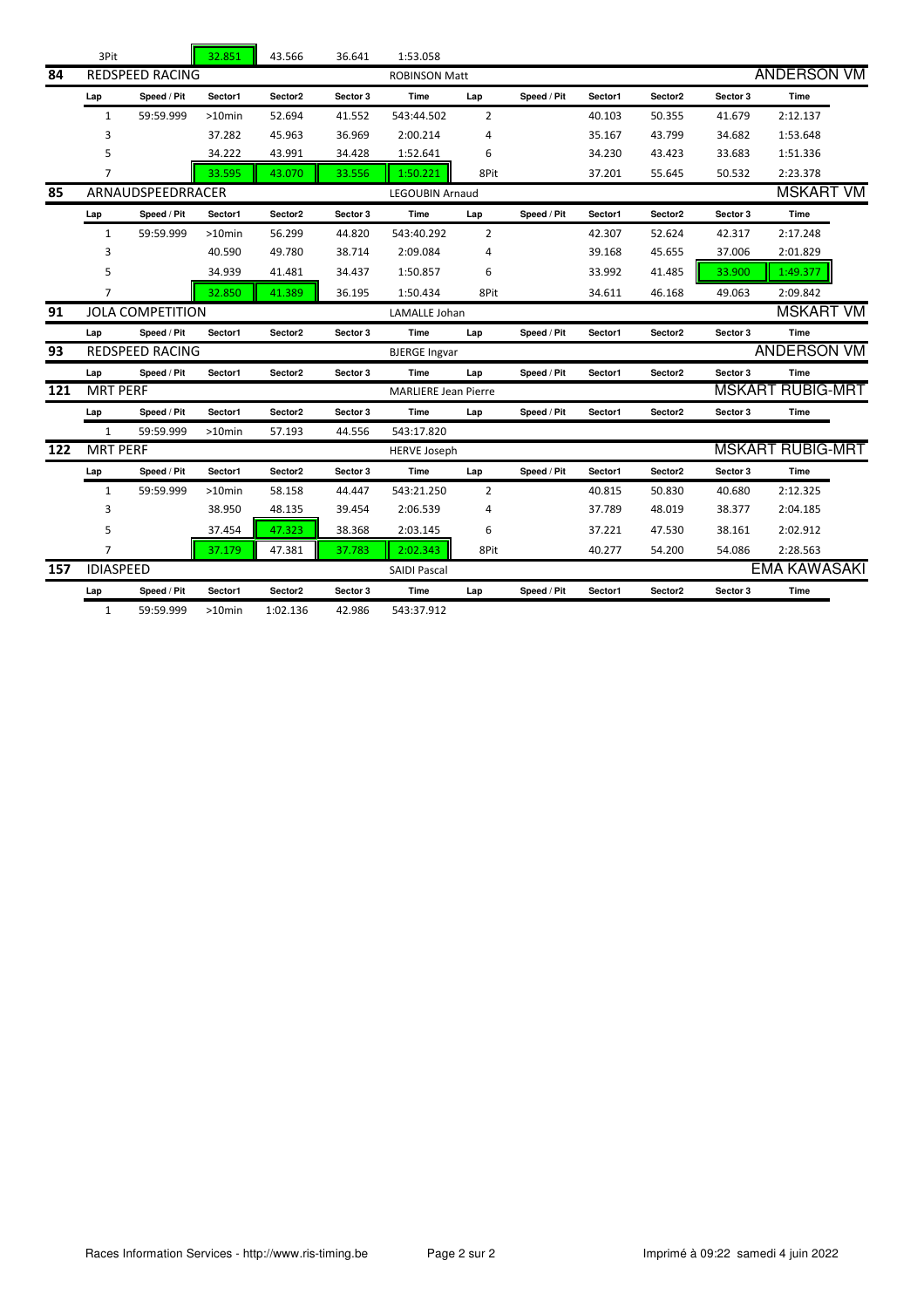| Lap | Speed / Pit | Sector1 | Sector2 | Sector 3 | Time | Lap | Speed / Pit | Sector1 | Sector2 | Sector 3 | Time |
|---|---|---|---|---|---|---|---|---|---|---|---|
| 3Pit | | 32.851 | 43.566 | 36.641 | 1:53.058 | | | | | | |

## 84 REDSPEED RACING — ROBINSON Matt — ANDERSON VM

| Lap | Speed / Pit | Sector1 | Sector2 | Sector 3 | Time | Lap | Speed / Pit | Sector1 | Sector2 | Sector 3 | Time |
|---|---|---|---|---|---|---|---|---|---|---|---|
| 1 | 59:59.999 | >10min | 52.694 | 41.552 | 543:44.502 | 2 | | 40.103 | 50.355 | 41.679 | 2:12.137 |
| 3 | | 37.282 | 45.963 | 36.969 | 2:00.214 | 4 | | 35.167 | 43.799 | 34.682 | 1:53.648 |
| 5 | | 34.222 | 43.991 | 34.428 | 1:52.641 | 6 | | 34.230 | 43.423 | 33.683 | 1:51.336 |
| 7 | | 33.595 | 43.070 | 33.556 | 1:50.221 | 8Pit | | 37.201 | 55.645 | 50.532 | 2:23.378 |

## 85 ARNAUDSPEEDRRACER — LEGOUBIN Arnaud — MSKART VM

| Lap | Speed / Pit | Sector1 | Sector2 | Sector 3 | Time | Lap | Speed / Pit | Sector1 | Sector2 | Sector 3 | Time |
|---|---|---|---|---|---|---|---|---|---|---|---|
| 1 | 59:59.999 | >10min | 56.299 | 44.820 | 543:40.292 | 2 | | 42.307 | 52.624 | 42.317 | 2:17.248 |
| 3 | | 40.590 | 49.780 | 38.714 | 2:09.084 | 4 | | 39.168 | 45.655 | 37.006 | 2:01.829 |
| 5 | | 34.939 | 41.481 | 34.437 | 1:50.857 | 6 | | 33.992 | 41.485 | 33.900 | 1:49.377 |
| 7 | | 32.850 | 41.389 | 36.195 | 1:50.434 | 8Pit | | 34.611 | 46.168 | 49.063 | 2:09.842 |

## 91 JOLA COMPETITION — LAMALLE Johan — MSKART VM

| Lap | Speed / Pit | Sector1 | Sector2 | Sector 3 | Time | Lap | Speed / Pit | Sector1 | Sector2 | Sector 3 | Time |
|---|---|---|---|---|---|---|---|---|---|---|---|

## 93 REDSPEED RACING — BJERGE Ingvar — ANDERSON VM

| Lap | Speed / Pit | Sector1 | Sector2 | Sector 3 | Time | Lap | Speed / Pit | Sector1 | Sector2 | Sector 3 | Time |
|---|---|---|---|---|---|---|---|---|---|---|---|

## 121 MRT PERF — MARLIERE Jean Pierre — MSKART RUBIG-MRT

| Lap | Speed / Pit | Sector1 | Sector2 | Sector 3 | Time | Lap | Speed / Pit | Sector1 | Sector2 | Sector 3 | Time |
|---|---|---|---|---|---|---|---|---|---|---|---|
| 1 | 59:59.999 | >10min | 57.193 | 44.556 | 543:17.820 | | | | | | |

## 122 MRT PERF — HERVE Joseph — MSKART RUBIG-MRT

| Lap | Speed / Pit | Sector1 | Sector2 | Sector 3 | Time | Lap | Speed / Pit | Sector1 | Sector2 | Sector 3 | Time |
|---|---|---|---|---|---|---|---|---|---|---|---|
| 1 | 59:59.999 | >10min | 58.158 | 44.447 | 543:21.250 | 2 | | 40.815 | 50.830 | 40.680 | 2:12.325 |
| 3 | | 38.950 | 48.135 | 39.454 | 2:06.539 | 4 | | 37.789 | 48.019 | 38.377 | 2:04.185 |
| 5 | | 37.454 | 47.323 | 38.368 | 2:03.145 | 6 | | 37.221 | 47.530 | 38.161 | 2:02.912 |
| 7 | | 37.179 | 47.381 | 37.783 | 2:02.343 | 8Pit | | 40.277 | 54.200 | 54.086 | 2:28.563 |

## 157 IDIASPEED — SAIDI Pascal — EMA KAWASAKI

| Lap | Speed / Pit | Sector1 | Sector2 | Sector 3 | Time | Lap | Speed / Pit | Sector1 | Sector2 | Sector 3 | Time |
|---|---|---|---|---|---|---|---|---|---|---|---|
| 1 | 59:59.999 | >10min | 1:02.136 | 42.986 | 543:37.912 | | | | | | |

Races Information Services - http://www.ris-timing.be

Imprimé à 09:22 samedi 4 juin 2022